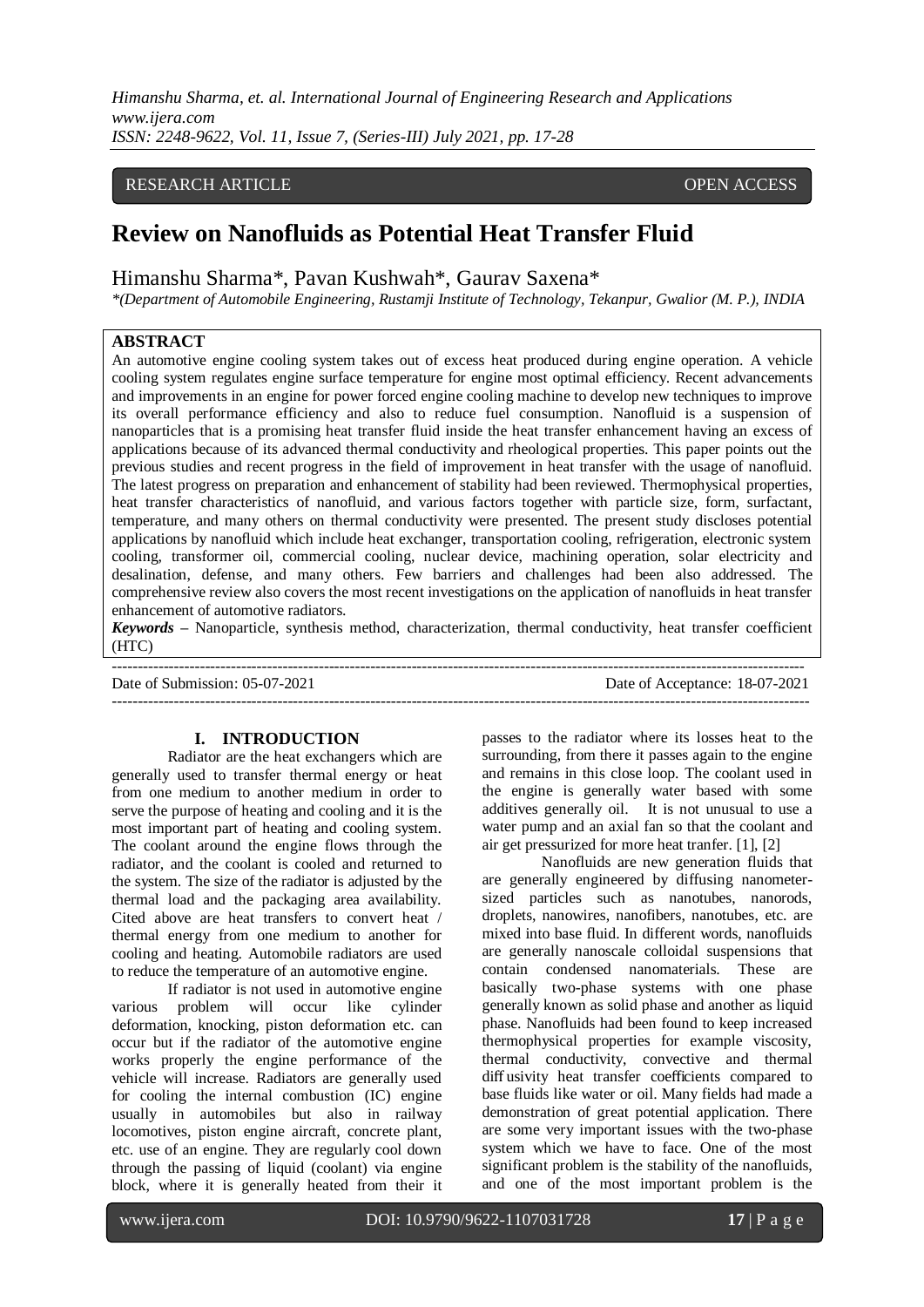RESEARCH ARTICLE OPEN ACCESS

# Review on Nanofluids as Potential Heat Transfer Fluid

Himanshu Sharma*, Pavan Kushwah*, Gaurav Saxena*

*(Department of Automobile Engineering, Rustamji Institute of Technology, Tekanpur, Gwalior (M. P.), INDIA

## ABSTRACT

An automotive engine cooling system takes out of excess heat produced during engine operation. A vehicle cooling system regulates engine surface temperature for engine most optimal efficiency. Recent advancements and improvements in an engine for power forced engine cooling machine to develop new techniques to improve its overall performance efficiency and also to reduce fuel consumption. Nanofluid is a suspension of nanoparticles that is a promising heat transfer fluid inside the heat transfer enhancement having an excess of applications because of its advanced thermal conductivity and rheological properties. This paper points out the previous studies and recent progress in the field of improvement in heat transfer with the usage of nanofluid. The latest progress on preparation and enhancement of stability had been reviewed. Thermophysical properties, heat transfer characteristics of nanofluid, and various factors together with particle size, form, surfactant, temperature, and many others on thermal conductivity were presented. The present study discloses potential applications by nanofluid which include heat exchanger, transportation cooling, refrigeration, electronic system cooling, transformer oil, commercial cooling, nuclear device, machining operation, solar electricity and desalination, defense, and many others. Few barriers and challenges had been also addressed. The comprehensive review also covers the most recent investigations on the application of nanofluids in heat transfer enhancement of automotive radiators.

***Keywords*** **–** Nanoparticle, synthesis method, characterization, thermal conductivity, heat transfer coefficient (HTC)

---

Date of Submission: 05-07-2021 Date of Acceptance: 18-07-2021

---

## I. INTRODUCTION

Radiator are the heat exchangers which are generally used to transfer thermal energy or heat from one medium to another medium in order to serve the purpose of heating and cooling and it is the most important part of heating and cooling system. The coolant around the engine flows through the radiator, and the coolant is cooled and returned to the system. The size of the radiator is adjusted by the thermal load and the packaging area availability. Cited above are heat transfers to convert heat / thermal energy from one medium to another for cooling and heating. Automobile radiators are used to reduce the temperature of an automotive engine.

If radiator is not used in automotive engine various problem will occur like cylinder deformation, knocking, piston deformation etc. can occur but if the radiator of the automotive engine works properly the engine performance of the vehicle will increase. Radiators are generally used for cooling the internal combustion (IC) engine usually in automobiles but also in railway locomotives, piston engine aircraft, concrete plant, etc. use of an engine. They are regularly cool down through the passing of liquid (coolant) via engine block, where it is generally heated from their it passes to the radiator where its losses heat to the surrounding, from there it passes again to the engine and remains in this close loop. The coolant used in the engine is generally water based with some additives generally oil. It is not unusual to use a water pump and an axial fan so that the coolant and air get pressurized for more heat tranfer. [1], [2]

Nanofluids are new generation fluids that are generally engineered by diffusing nanometer-sized particles such as nanotubes, nanorods, droplets, nanowires, nanofibers, nanotubes, etc. are mixed into base fluid. In different words, nanofluids are generally nanoscale colloidal suspensions that contain condensed nanomaterials. These are basically two-phase systems with one phase generally known as solid phase and another as liquid phase. Nanofluids had been found to keep increased thermophysical properties for example viscosity, thermal conductivity, convective and thermal diffusivity heat transfer coefficients compared to base fluids like water or oil. Many fields had made a demonstration of great potential application. There are some very important issues with the two-phase system which we have to face. One of the most significant problem is the stability of the nanofluids, and one of the most important problem is the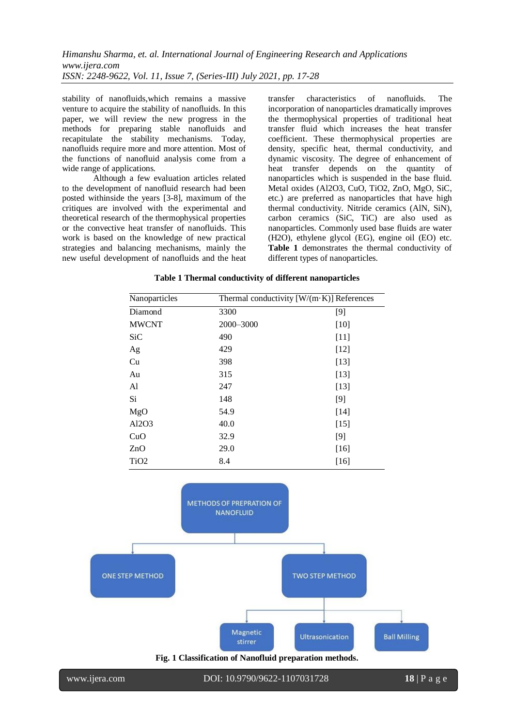stability of nanofluids,which remains a massive venture to acquire the stability of nanofluids. In this paper, we will review the new progress in the methods for preparing stable nanofluids and recapitulate the stability mechanisms. Today, nanofluids require more and more attention. Most of the functions of nanofluid analysis come from a wide range of applications.

Although a few evaluation articles related to the development of nanofluid research had been posted withinside the years [3-8], maximum of the critiques are involved with the experimental and theoretical research of the thermophysical properties or the convective heat transfer of nanofluids. This work is based on the knowledge of new practical strategies and balancing mechanisms, mainly the new useful development of nanofluids and the heat transfer characteristics of nanofluids. The incorporation of nanoparticles dramatically improves the thermophysical properties of traditional heat transfer fluid which increases the heat transfer coefficient. These thermophysical properties are density, specific heat, thermal conductivity, and dynamic viscosity. The degree of enhancement of heat transfer depends on the quantity of nanoparticles which is suspended in the base fluid. Metal oxides ($Al_2O_3$, CuO, $TiO_2$, ZnO, MgO, SiC, etc.) are preferred as nanoparticles that have high thermal conductivity. Nitride ceramics (AlN, SiN), carbon ceramics (SiC, TiC) are also used as nanoparticles. Commonly used base fluids are water ($H_2O$), ethylene glycol (EG), engine oil (EO) etc. **Table 1** demonstrates the thermal conductivity of different types of nanoparticles.

**Table 1 Thermal conductivity of different nanoparticles**

| Nanoparticles | Thermal conductivity [W/(m·K)] | References |
|---|---|---|
| Diamond | 3300 | [9] |
| MWCNT | 2000–3000 | [10] |
| SiC | 490 | [11] |
| Ag | 429 | [12] |
| Cu | 398 | [13] |
| Au | 315 | [13] |
| Al | 247 | [13] |
| Si | 148 | [9] |
| MgO | 54.9 | [14] |
| $Al_2O_3$ | 40.0 | [15] |
| CuO | 32.9 | [9] |
| ZnO | 29.0 | [16] |
| $TiO_2$ | 8.4 | [16] |

METHODS OF PREPRATION OF NANOFLUID
- ONE STEP METHOD
- TWO STEP METHOD
  - Magnetic stirrer
  - Ultrasonication
  - Ball Milling

**Fig. 1 Classification of Nanofluid preparation methods.**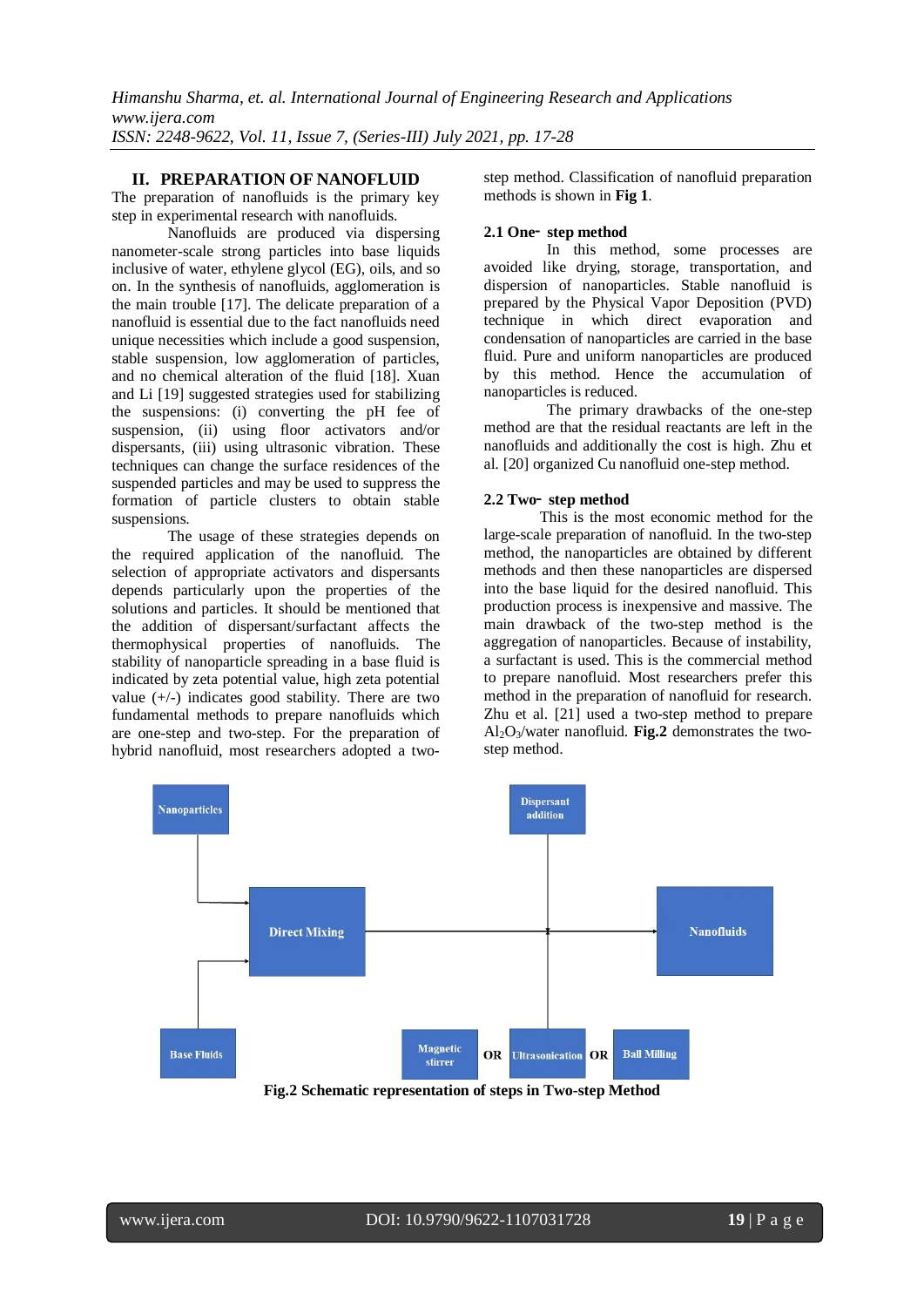## II. PREPARATION OF NANOFLUID

The preparation of nanofluids is the primary key step in experimental research with nanofluids.

Nanofluids are produced via dispersing nanometer-scale strong particles into base liquids inclusive of water, ethylene glycol (EG), oils, and so on. In the synthesis of nanofluids, agglomeration is the main trouble [17]. The delicate preparation of a nanofluid is essential due to the fact nanofluids need unique necessities which include a good suspension, stable suspension, low agglomeration of particles, and no chemical alteration of the fluid [18]. Xuan and Li [19] suggested strategies used for stabilizing the suspensions: (i) converting the pH fee of suspension, (ii) using floor activators and/or dispersants, (iii) using ultrasonic vibration. These techniques can change the surface residences of the suspended particles and may be used to suppress the formation of particle clusters to obtain stable suspensions.

The usage of these strategies depends on the required application of the nanofluid. The selection of appropriate activators and dispersants depends particularly upon the properties of the solutions and particles. It should be mentioned that the addition of dispersant/surfactant affects the thermophysical properties of nanofluids. The stability of nanoparticle spreading in a base fluid is indicated by zeta potential value, high zeta potential value (+/-) indicates good stability. There are two fundamental methods to prepare nanofluids which are one-step and two-step. For the preparation of hybrid nanofluid, most researchers adopted a two-step method. Classification of nanofluid preparation methods is shown in **Fig 1**.

### 2.1 One- step method

In this method, some processes are avoided like drying, storage, transportation, and dispersion of nanoparticles. Stable nanofluid is prepared by the Physical Vapor Deposition (PVD) technique in which direct evaporation and condensation of nanoparticles are carried in the base fluid. Pure and uniform nanoparticles are produced by this method. Hence the accumulation of nanoparticles is reduced.

The primary drawbacks of the one-step method are that the residual reactants are left in the nanofluids and additionally the cost is high. Zhu et al. [20] organized Cu nanofluid one-step method.

### 2.2 Two- step method

This is the most economic method for the large-scale preparation of nanofluid. In the two-step method, the nanoparticles are obtained by different methods and then these nanoparticles are dispersed into the base liquid for the desired nanofluid. This production process is inexpensive and massive. The main drawback of the two-step method is the aggregation of nanoparticles. Because of instability, a surfactant is used. This is the commercial method to prepare nanofluid. Most researchers prefer this method in the preparation of nanofluid for research. Zhu et al. [21] used a two-step method to prepare $Al_2O_3$/water nanofluid. **Fig.2** demonstrates the two-step method.

Nanoparticles → Direct Mixing ← Base Fluids; Direct Mixing → Nanofluids (with Dispersant addition and Magnetic stirrer OR Ultrasonication OR Ball Milling)

**Fig.2 Schematic representation of steps in Two-step Method**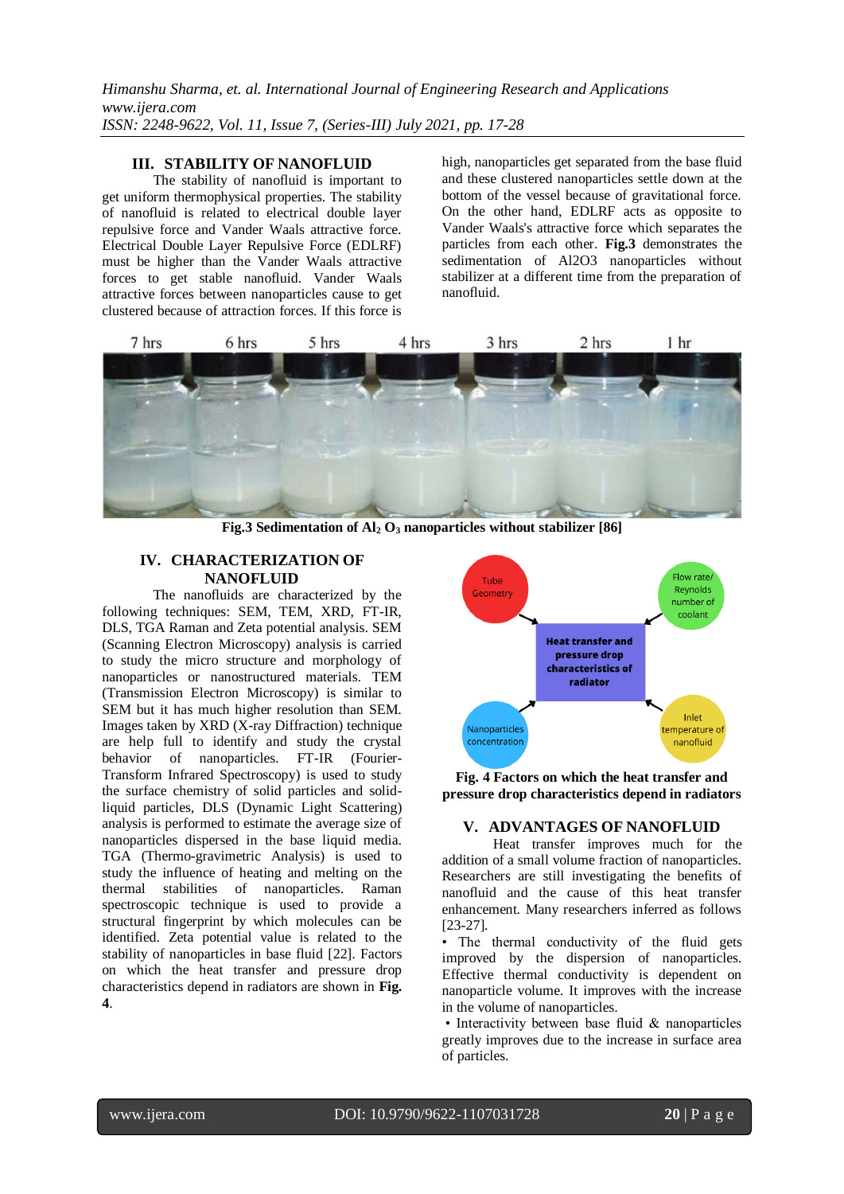## III. STABILITY OF NANOFLUID

The stability of nanofluid is important to get uniform thermophysical properties. The stability of nanofluid is related to electrical double layer repulsive force and Vander Waals attractive force. Electrical Double Layer Repulsive Force (EDLRF) must be higher than the Vander Waals attractive forces to get stable nanofluid. Vander Waals attractive forces between nanoparticles cause to get clustered because of attraction forces. If this force is high, nanoparticles get separated from the base fluid and these clustered nanoparticles settle down at the bottom of the vessel because of gravitational force. On the other hand, EDLRF acts as opposite to Vander Waals's attractive force which separates the particles from each other. **Fig.3** demonstrates the sedimentation of Al2O3 nanoparticles without stabilizer at a different time from the preparation of nanofluid.

**Fig.3 Sedimentation of $Al_2O_3$ nanoparticles without stabilizer [86]**

## IV. CHARACTERIZATION OF NANOFLUID

The nanofluids are characterized by the following techniques: SEM, TEM, XRD, FT-IR, DLS, TGA Raman and Zeta potential analysis. SEM (Scanning Electron Microscopy) analysis is carried to study the micro structure and morphology of nanoparticles or nanostructured materials. TEM (Transmission Electron Microscopy) is similar to SEM but it has much higher resolution than SEM. Images taken by XRD (X-ray Diffraction) technique are help full to identify and study the crystal behavior of nanoparticles. FT-IR (Fourier-Transform Infrared Spectroscopy) is used to study the surface chemistry of solid particles and solid-liquid particles, DLS (Dynamic Light Scattering) analysis is performed to estimate the average size of nanoparticles dispersed in the base liquid media. TGA (Thermo-gravimetric Analysis) is used to study the influence of heating and melting on the thermal stabilities of nanoparticles. Raman spectroscopic technique is used to provide a structural fingerprint by which molecules can be identified. Zeta potential value is related to the stability of nanoparticles in base fluid [22]. Factors on which the heat transfer and pressure drop characteristics depend in radiators are shown in **Fig. 4**.

**Fig. 4 Factors on which the heat transfer and pressure drop characteristics depend in radiators**

## V. ADVANTAGES OF NANOFLUID

Heat transfer improves much for the addition of a small volume fraction of nanoparticles. Researchers are still investigating the benefits of nanofluid and the cause of this heat transfer enhancement. Many researchers inferred as follows [23-27].

- The thermal conductivity of the fluid gets improved by the dispersion of nanoparticles. Effective thermal conductivity is dependent on nanoparticle volume. It improves with the increase in the volume of nanoparticles.
- Interactivity between base fluid & nanoparticles greatly improves due to the increase in surface area of particles.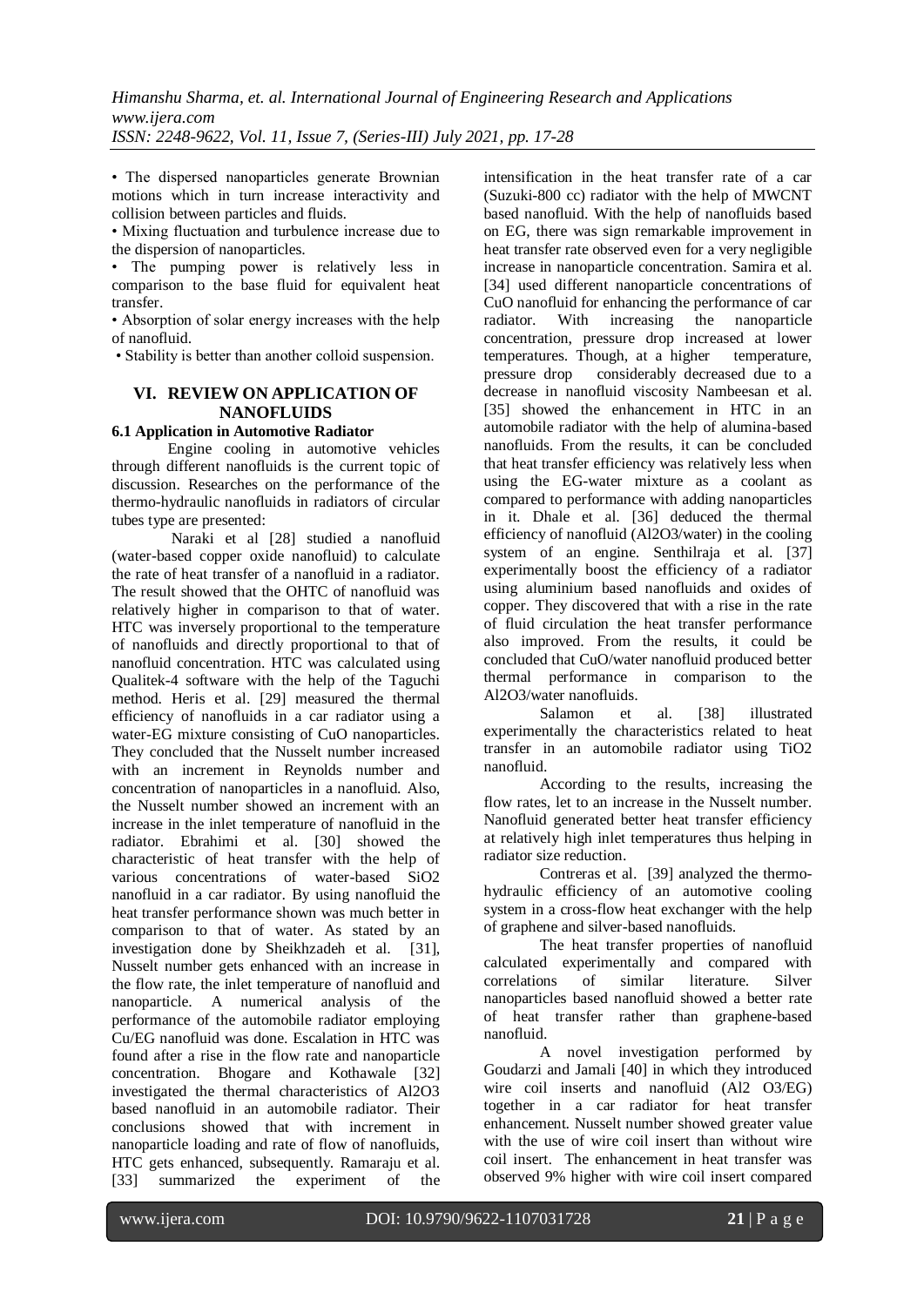• The dispersed nanoparticles generate Brownian motions which in turn increase interactivity and collision between particles and fluids.

• Mixing fluctuation and turbulence increase due to the dispersion of nanoparticles.

• The pumping power is relatively less in comparison to the base fluid for equivalent heat transfer.

• Absorption of solar energy increases with the help of nanofluid.

• Stability is better than another colloid suspension.

## VI. REVIEW ON APPLICATION OF NANOFLUIDS

### 6.1 Application in Automotive Radiator

Engine cooling in automotive vehicles through different nanofluids is the current topic of discussion. Researches on the performance of the thermo-hydraulic nanofluids in radiators of circular tubes type are presented:

Naraki et al [28] studied a nanofluid (water-based copper oxide nanofluid) to calculate the rate of heat transfer of a nanofluid in a radiator. The result showed that the OHTC of nanofluid was relatively higher in comparison to that of water. HTC was inversely proportional to the temperature of nanofluids and directly proportional to that of nanofluid concentration. HTC was calculated using Qualitek-4 software with the help of the Taguchi method. Heris et al. [29] measured the thermal efficiency of nanofluids in a car radiator using a water-EG mixture consisting of CuO nanoparticles. They concluded that the Nusselt number increased with an increment in Reynolds number and concentration of nanoparticles in a nanofluid. Also, the Nusselt number showed an increment with an increase in the inlet temperature of nanofluid in the radiator. Ebrahimi et al. [30] showed the characteristic of heat transfer with the help of various concentrations of water-based $SiO_2$ nanofluid in a car radiator. By using nanofluid the heat transfer performance shown was much better in comparison to that of water. As stated by an investigation done by Sheikhzadeh et al. [31], Nusselt number gets enhanced with an increase in the flow rate, the inlet temperature of nanofluid and nanoparticle. A numerical analysis of the performance of the automobile radiator employing Cu/EG nanofluid was done. Escalation in HTC was found after a rise in the flow rate and nanoparticle concentration. Bhogare and Kothawale [32] investigated the thermal characteristics of $Al_2O_3$ based nanofluid in an automobile radiator. Their conclusions showed that with increment in nanoparticle loading and rate of flow of nanofluids, HTC gets enhanced, subsequently. Ramaraju et al. [33] summarized the experiment of the intensification in the heat transfer rate of a car (Suzuki-800 cc) radiator with the help of MWCNT based nanofluid. With the help of nanofluids based on EG, there was sign remarkable improvement in heat transfer rate observed even for a very negligible increase in nanoparticle concentration. Samira et al. [34] used different nanoparticle concentrations of CuO nanofluid for enhancing the performance of car radiator. With increasing the nanoparticle concentration, pressure drop increased at lower temperatures. Though, at a higher temperature, pressure drop considerably decreased due to a decrease in nanofluid viscosity Nambeesan et al. [35] showed the enhancement in HTC in an automobile radiator with the help of alumina-based nanofluids. From the results, it can be concluded that heat transfer efficiency was relatively less when using the EG-water mixture as a coolant as compared to performance with adding nanoparticles in it. Dhale et al. [36] deduced the thermal efficiency of nanofluid ($Al_2O_3$/water) in the cooling system of an engine. Senthilraja et al. [37] experimentally boost the efficiency of a radiator using aluminium based nanofluids and oxides of copper. They discovered that with a rise in the rate of fluid circulation the heat transfer performance also improved. From the results, it could be concluded that CuO/water nanofluid produced better thermal performance in comparison to the $Al_2O_3$/water nanofluids.

Salamon et al. [38] illustrated experimentally the characteristics related to heat transfer in an automobile radiator using $TiO_2$ nanofluid.

According to the results, increasing the flow rates, let to an increase in the Nusselt number. Nanofluid generated better heat transfer efficiency at relatively high inlet temperatures thus helping in radiator size reduction.

Contreras et al. [39] analyzed the thermo-hydraulic efficiency of an automotive cooling system in a cross-flow heat exchanger with the help of graphene and silver-based nanofluids.

The heat transfer properties of nanofluid calculated experimentally and compared with correlations of similar literature. Silver nanoparticles based nanofluid showed a better rate of heat transfer rather than graphene-based nanofluid.

A novel investigation performed by Goudarzi and Jamali [40] in which they introduced wire coil inserts and nanofluid ($Al_2O_3$/EG) together in a car radiator for heat transfer enhancement. Nusselt number showed greater value with the use of wire coil insert than without wire coil insert. The enhancement in heat transfer was observed 9% higher with wire coil insert compared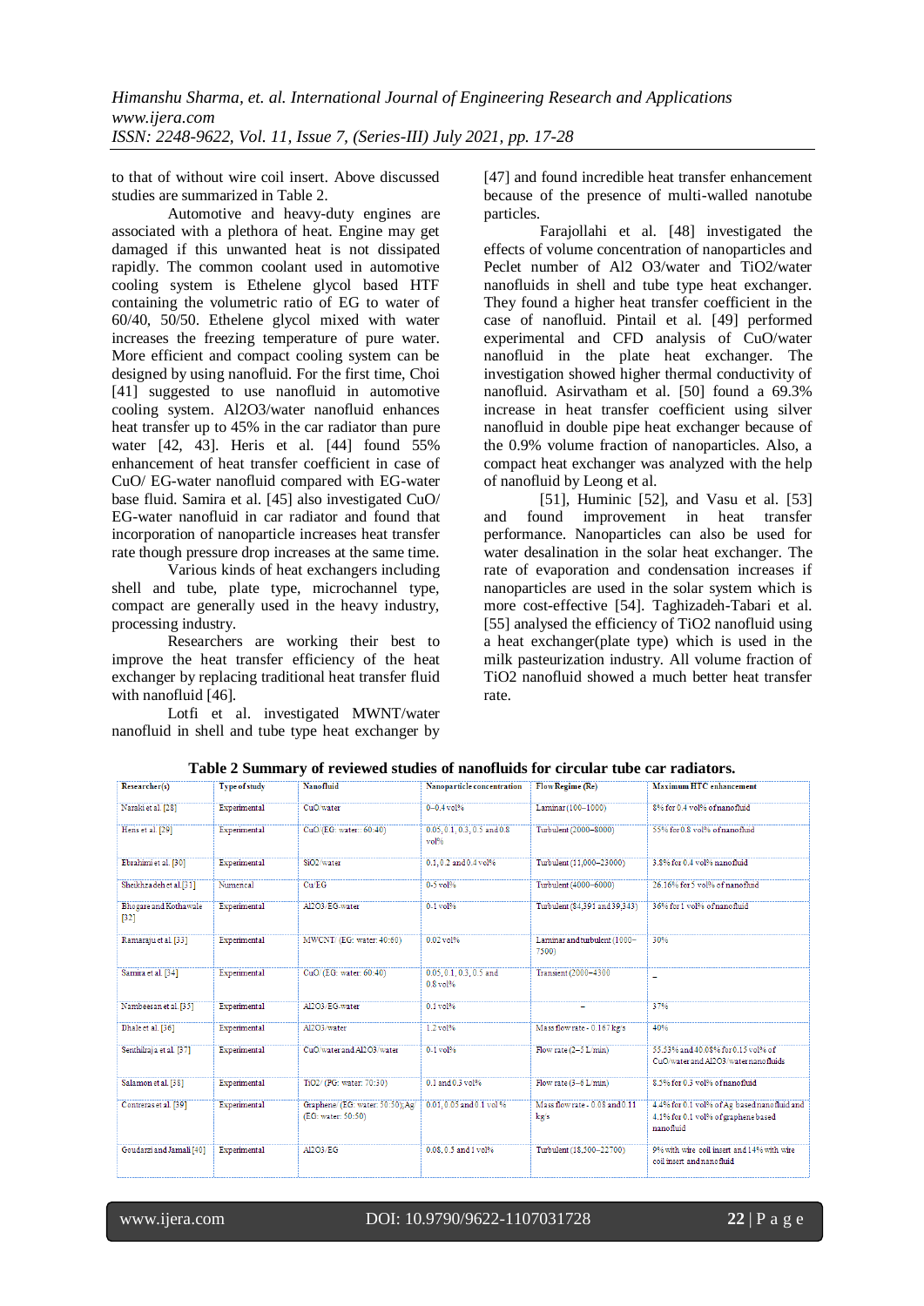to that of without wire coil insert. Above discussed studies are summarized in Table 2.

Automotive and heavy-duty engines are associated with a plethora of heat. Engine may get damaged if this unwanted heat is not dissipated rapidly. The common coolant used in automotive cooling system is Ethelene glycol based HTF containing the volumetric ratio of EG to water of 60/40, 50/50. Ethelene glycol mixed with water increases the freezing temperature of pure water. More efficient and compact cooling system can be designed by using nanofluid. For the first time, Choi [41] suggested to use nanofluid in automotive cooling system. Al2O3/water nanofluid enhances heat transfer up to 45% in the car radiator than pure water [42, 43]. Heris et al. [44] found 55% enhancement of heat transfer coefficient in case of CuO/ EG-water nanofluid compared with EG-water base fluid. Samira et al. [45] also investigated CuO/ EG-water nanofluid in car radiator and found that incorporation of nanoparticle increases heat transfer rate though pressure drop increases at the same time.

Various kinds of heat exchangers including shell and tube, plate type, microchannel type, compact are generally used in the heavy industry, processing industry.

Researchers are working their best to improve the heat transfer efficiency of the heat exchanger by replacing traditional heat transfer fluid with nanofluid [46].

Lotfi et al. investigated MWNT/water nanofluid in shell and tube type heat exchanger by [47] and found incredible heat transfer enhancement because of the presence of multi-walled nanotube particles.

Farajollahi et al. [48] investigated the effects of volume concentration of nanoparticles and Peclet number of Al2 O3/water and TiO2/water nanofluids in shell and tube type heat exchanger. They found a higher heat transfer coefficient in the case of nanofluid. Pintail et al. [49] performed experimental and CFD analysis of CuO/water nanofluid in the plate heat exchanger. The investigation showed higher thermal conductivity of nanofluid. Asirvatham et al. [50] found a 69.3% increase in heat transfer coefficient using silver nanofluid in double pipe heat exchanger because of the 0.9% volume fraction of nanoparticles. Also, a compact heat exchanger was analyzed with the help of nanofluid by Leong et al.

[51], Huminic [52], and Vasu et al. [53] and found improvement in heat transfer performance. Nanoparticles can also be used for water desalination in the solar heat exchanger. The rate of evaporation and condensation increases if nanoparticles are used in the solar system which is more cost-effective [54]. Taghizadeh-Tabari et al. [55] analysed the efficiency of TiO2 nanofluid using a heat exchanger(plate type) which is used in the milk pasteurization industry. All volume fraction of TiO2 nanofluid showed a much better heat transfer rate.

**Table 2 Summary of reviewed studies of nanofluids for circular tube car radiators.**

| Researcher(s) | Type of study | Nanofluid | Nanoparticle concentration | Flow Regime (Re) | Maximum HTC enhancement |
|---|---|---|---|---|---|
| Naraki et al. [28] | Experimental | CuO/water | 0–0.4 vol% | Laminar (100–1000) | 8% for 0.4 vol% of nanofluid |
| Heris et al. [29] | Experimental | CuO/(EG: water:: 60:40) | 0.05, 0.1, 0.3, 0.5 and 0.8 vol% | Turbulent (2000–8000) | 55% for 0.8 vol% of nanofluid |
| Ebrahimi et al. [30] | Experimental | SiO2/water | 0.1, 0.2 and 0.4 vol% | Turbulent (11,000–23000) | 3.8% for 0.4 vol% nanofluid |
| Sheikhzadeh et al.[31] | Numerical | Cu/EG | 0-5 vol% | Turbulent (4000–6000) | 26.16% for 5 vol% of nanofluid |
| Bhogare and Kothawale [32] | Experimental | Al2O3/EG-water | 0-1 vol% | Turbulent (84,391 and 39,343) | 36% for 1 vol% of nanofluid |
| Ramaraju et al. [33] | Experimental | MWCNT/ (EG: water: 40:60) | 0.02 vol% | Laminar and turbulent (1000–7500) | 30% |
| Samira et al. [34] | Experimental | CuO/ (EG: water: 60:40) | 0.05, 0.1, 0.3, 0.5 and 0.8 vol% | Transient (2000–4300 | – |
| Nambeesan et al. [35] | Experimental | Al2O3/EG-water | 0.1 vol% | – | 37% |
| Dhale et al. [36] | Experimental | Al2O3/water | 1.2 vol% | Mass flow rate - 0.167 kg/s | 40% |
| Senthilraja et al. [37] | Experimental | CuO/water and Al2O3/water | 0-1 vol% | Flow rate (2–5 L/min) | 55.53% and 40.08% for 0.15 vol% of CuO/water and Al2O3/water nanofluids |
| Salamon et al. [38] | Experimental | TiO2/ (PG: water: 70:30) | 0.1 and 0.3 vol% | Flow rate (3–6 L/min) | 8.5% for 0.3 vol% of nanofluid |
| Contreras et al. [39] | Experimental | Graphene/ (EG: water: 50:50); Ag/ (EG: water: 50:50) | 0.01, 0.05 and 0.1 vol % | Mass flow rate - 0.08 and 0.11 kg/s | 4.4% for 0.1 vol% of Ag based nanofluid and 4.1% for 0.1 vol% of graphene based nanofluid |
| Goudarzi and Jamali [40] | Experimental | Al2O3/EG | 0.08, 0.5 and 1 vol% | Turbulent (18,500–22700) | 9% with wire coil insert and 14% with wire coil insert and nanofluid |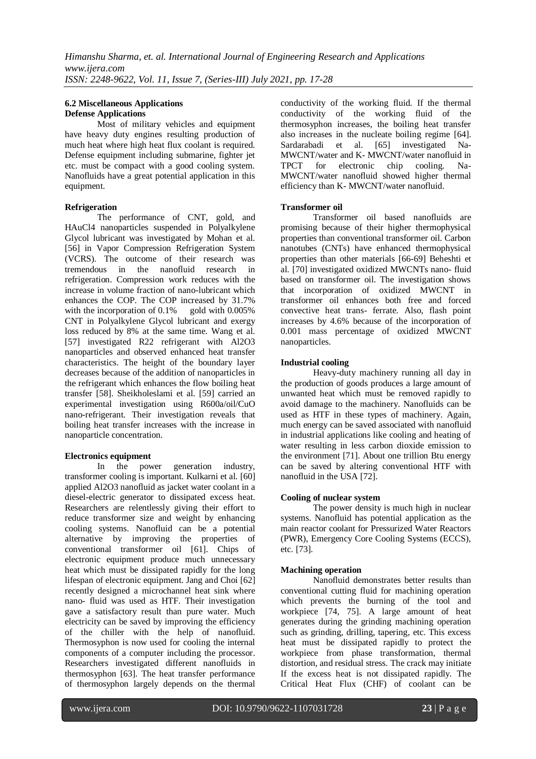### 6.2 Miscellaneous Applications

**Defense Applications**

Most of military vehicles and equipment have heavy duty engines resulting production of much heat where high heat flux coolant is required. Defense equipment including submarine, fighter jet etc. must be compact with a good cooling system. Nanofluids have a great potential application in this equipment.

**Refrigeration**

The performance of CNT, gold, and $HAuCl_4$ nanoparticles suspended in Polyalkylene Glycol lubricant was investigated by Mohan et al. [56] in Vapor Compression Refrigeration System (VCRS). The outcome of their research was tremendous in the nanofluid research in refrigeration. Compression work reduces with the increase in volume fraction of nano-lubricant which enhances the COP. The COP increased by 31.7% with the incorporation of 0.1% gold with 0.005% CNT in Polyalkylene Glycol lubricant and exergy loss reduced by 8% at the same time. Wang et al. [57] investigated R22 refrigerant with $Al_2O_3$ nanoparticles and observed enhanced heat transfer characteristics. The height of the boundary layer decreases because of the addition of nanoparticles in the refrigerant which enhances the flow boiling heat transfer [58]. Sheikholeslami et al. [59] carried an experimental investigation using R600a/oil/CuO nano-refrigerant. Their investigation reveals that boiling heat transfer increases with the increase in nanoparticle concentration.

**Electronics equipment**

In the power generation industry, transformer cooling is important. Kulkarni et al. [60] applied $Al_2O_3$ nanofluid as jacket water coolant in a diesel-electric generator to dissipated excess heat. Researchers are relentlessly giving their effort to reduce transformer size and weight by enhancing cooling systems. Nanofluid can be a potential alternative by improving the properties of conventional transformer oil [61]. Chips of electronic equipment produce much unnecessary heat which must be dissipated rapidly for the long lifespan of electronic equipment. Jang and Choi [62] recently designed a microchannel heat sink where nano- fluid was used as HTF. Their investigation gave a satisfactory result than pure water. Much electricity can be saved by improving the efficiency of the chiller with the help of nanofluid. Thermosyphon is now used for cooling the internal components of a computer including the processor. Researchers investigated different nanofluids in thermosyphon [63]. The heat transfer performance of thermosyphon largely depends on the thermal conductivity of the working fluid. If the thermal conductivity of the working fluid of the thermosyphon increases, the boiling heat transfer also increases in the nucleate boiling regime [64]. Sardarabadi et al. [65] investigated Na-MWCNT/water and K- MWCNT/water nanofluid in TPCT for electronic chip cooling. Na-MWCNT/water nanofluid showed higher thermal efficiency than K- MWCNT/water nanofluid.

**Transformer oil**

Transformer oil based nanofluids are promising because of their higher thermophysical properties than conventional transformer oil. Carbon nanotubes (CNTs) have enhanced thermophysical properties than other materials [66-69] Beheshti et al. [70] investigated oxidized MWCNTs nano- fluid based on transformer oil. The investigation shows that incorporation of oxidized MWCNT in transformer oil enhances both free and forced convective heat trans- ferrate. Also, flash point increases by 4.6% because of the incorporation of 0.001 mass percentage of oxidized MWCNT nanoparticles.

**Industrial cooling**

Heavy-duty machinery running all day in the production of goods produces a large amount of unwanted heat which must be removed rapidly to avoid damage to the machinery. Nanofluids can be used as HTF in these types of machinery. Again, much energy can be saved associated with nanofluid in industrial applications like cooling and heating of water resulting in less carbon dioxide emission to the environment [71]. About one trillion Btu energy can be saved by altering conventional HTF with nanofluid in the USA [72].

**Cooling of nuclear system**

The power density is much high in nuclear systems. Nanofluid has potential application as the main reactor coolant for Pressurized Water Reactors (PWR), Emergency Core Cooling Systems (ECCS), etc. [73].

**Machining operation**

Nanofluid demonstrates better results than conventional cutting fluid for machining operation which prevents the burning of the tool and workpiece [74, 75]. A large amount of heat generates during the grinding machining operation such as grinding, drilling, tapering, etc. This excess heat must be dissipated rapidly to protect the workpiece from phase transformation, thermal distortion, and residual stress. The crack may initiate If the excess heat is not dissipated rapidly. The Critical Heat Flux (CHF) of coolant can be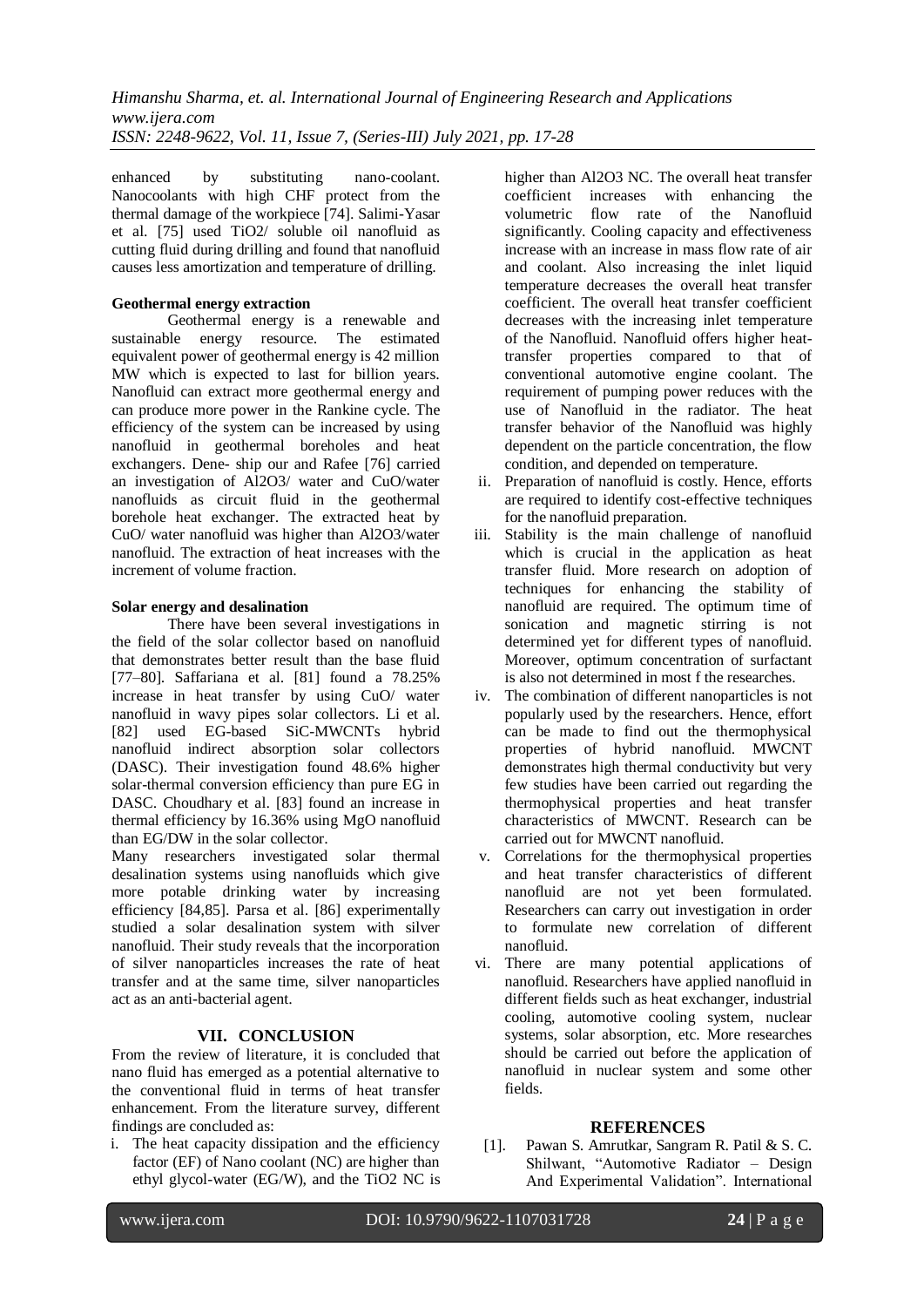enhanced by substituting nano-coolant. Nanocoolants with high CHF protect from the thermal damage of the workpiece [74]. Salimi-Yasar et al. [75] used $TiO_2$/ soluble oil nanofluid as cutting fluid during drilling and found that nanofluid causes less amortization and temperature of drilling.

**Geothermal energy extraction**

Geothermal energy is a renewable and sustainable energy resource. The estimated equivalent power of geothermal energy is 42 million MW which is expected to last for billion years. Nanofluid can extract more geothermal energy and can produce more power in the Rankine cycle. The efficiency of the system can be increased by using nanofluid in geothermal boreholes and heat exchangers. Dene- ship our and Rafee [76] carried an investigation of $Al_2O_3$/ water and CuO/water nanofluids as circuit fluid in the geothermal borehole heat exchanger. The extracted heat by CuO/ water nanofluid was higher than $Al_2O_3$/water nanofluid. The extraction of heat increases with the increment of volume fraction.

**Solar energy and desalination**

There have been several investigations in the field of the solar collector based on nanofluid that demonstrates better result than the base fluid [77–80]. Saffariana et al. [81] found a 78.25% increase in heat transfer by using CuO/ water nanofluid in wavy pipes solar collectors. Li et al. [82] used EG-based SiC-MWCNTs hybrid nanofluid indirect absorption solar collectors (DASC). Their investigation found 48.6% higher solar-thermal conversion efficiency than pure EG in DASC. Choudhary et al. [83] found an increase in thermal efficiency by 16.36% using MgO nanofluid than EG/DW in the solar collector.

Many researchers investigated solar thermal desalination systems using nanofluids which give more potable drinking water by increasing efficiency [84,85]. Parsa et al. [86] experimentally studied a solar desalination system with silver nanofluid. Their study reveals that the incorporation of silver nanoparticles increases the rate of heat transfer and at the same time, silver nanoparticles act as an anti-bacterial agent.

## VII. CONCLUSION

From the review of literature, it is concluded that nano fluid has emerged as a potential alternative to the conventional fluid in terms of heat transfer enhancement. From the literature survey, different findings are concluded as:

i. The heat capacity dissipation and the efficiency factor (EF) of Nano coolant (NC) are higher than ethyl glycol-water (EG/W), and the $TiO_2$ NC is higher than $Al_2O_3$ NC. The overall heat transfer coefficient increases with enhancing the volumetric flow rate of the Nanofluid significantly. Cooling capacity and effectiveness increase with an increase in mass flow rate of air and coolant. Also increasing the inlet liquid temperature decreases the overall heat transfer coefficient. The overall heat transfer coefficient decreases with the increasing inlet temperature of the Nanofluid. Nanofluid offers higher heat-transfer properties compared to that of conventional automotive engine coolant. The requirement of pumping power reduces with the use of Nanofluid in the radiator. The heat transfer behavior of the Nanofluid was highly dependent on the particle concentration, the flow condition, and depended on temperature.

ii. Preparation of nanofluid is costly. Hence, efforts are required to identify cost-effective techniques for the nanofluid preparation.

iii. Stability is the main challenge of nanofluid which is crucial in the application as heat transfer fluid. More research on adoption of techniques for enhancing the stability of nanofluid are required. The optimum time of sonication and magnetic stirring is not determined yet for different types of nanofluid. Moreover, optimum concentration of surfactant is also not determined in most f the researches.

iv. The combination of different nanoparticles is not popularly used by the researchers. Hence, effort can be made to find out the thermophysical properties of hybrid nanofluid. MWCNT demonstrates high thermal conductivity but very few studies have been carried out regarding the thermophysical properties and heat transfer characteristics of MWCNT. Research can be carried out for MWCNT nanofluid.

v. Correlations for the thermophysical properties and heat transfer characteristics of different nanofluid are not yet been formulated. Researchers can carry out investigation in order to formulate new correlation of different nanofluid.

vi. There are many potential applications of nanofluid. Researchers have applied nanofluid in different fields such as heat exchanger, industrial cooling, automotive cooling system, nuclear systems, solar absorption, etc. More researches should be carried out before the application of nanofluid in nuclear system and some other fields.

## REFERENCES

[1]. Pawan S. Amrutkar, Sangram R. Patil & S. C. Shilwant, "Automotive Radiator – Design And Experimental Validation". International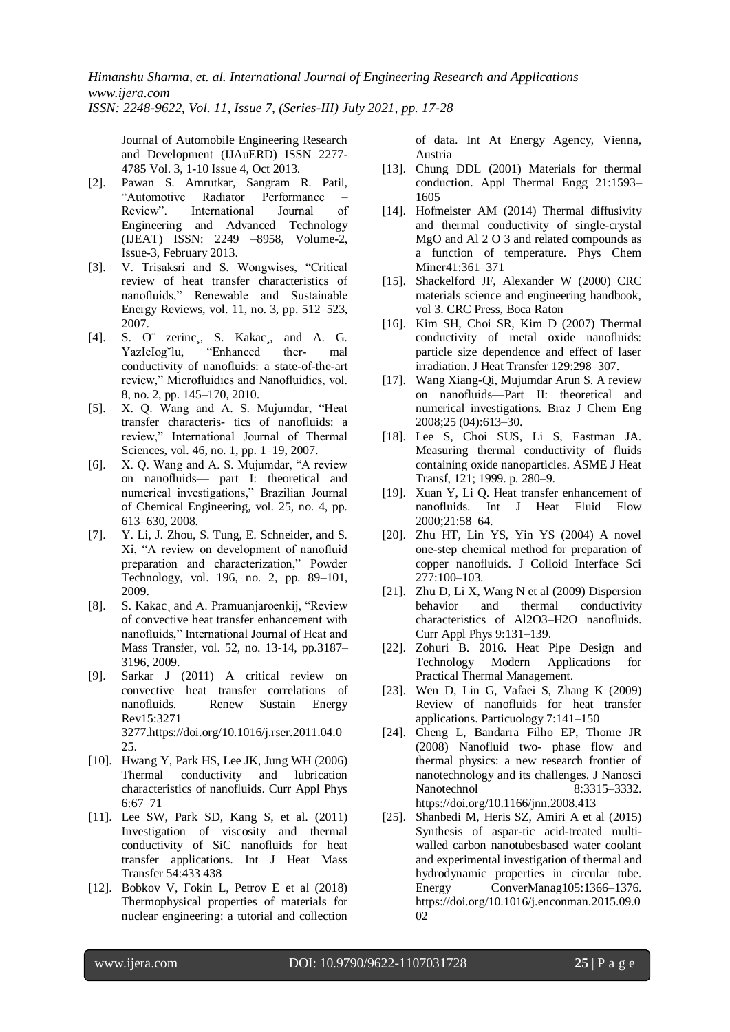Journal of Automobile Engineering Research and Development (IJAuERD) ISSN 2277-4785 Vol. 3, 1-10 Issue 4, Oct 2013.

[2]. Pawan S. Amrutkar, Sangram R. Patil, "Automotive Radiator Performance – Review". International Journal of Engineering and Advanced Technology (IJEAT) ISSN: 2249 –8958, Volume-2, Issue-3, February 2013.

[3]. V. Trisaksri and S. Wongwises, "Critical review of heat transfer characteristics of nanofluids," Renewable and Sustainable Energy Reviews, vol. 11, no. 3, pp. 512–523, 2007.

[4]. S. O¨ zerinc¸, S. Kakac¸, and A. G. YazIcIog˘lu, "Enhanced ther- mal conductivity of nanofluids: a state-of-the-art review," Microfluidics and Nanofluidics, vol. 8, no. 2, pp. 145–170, 2010.

[5]. X. Q. Wang and A. S. Mujumdar, "Heat transfer characteris- tics of nanofluids: a review," International Journal of Thermal Sciences, vol. 46, no. 1, pp. 1–19, 2007.

[6]. X. Q. Wang and A. S. Mujumdar, "A review on nanofluids— part I: theoretical and numerical investigations," Brazilian Journal of Chemical Engineering, vol. 25, no. 4, pp. 613–630, 2008.

[7]. Y. Li, J. Zhou, S. Tung, E. Schneider, and S. Xi, "A review on development of nanofluid preparation and characterization," Powder Technology, vol. 196, no. 2, pp. 89–101, 2009.

[8]. S. Kakac¸ and A. Pramuanjaroenkij, "Review of convective heat transfer enhancement with nanofluids," International Journal of Heat and Mass Transfer, vol. 52, no. 13-14, pp.3187–3196, 2009.

[9]. Sarkar J (2011) A critical review on convective heat transfer correlations of nanofluids. Renew Sustain Energy Rev15:3271 3277.https://doi.org/10.1016/j.rser.2011.04.025.

[10]. Hwang Y, Park HS, Lee JK, Jung WH (2006) Thermal conductivity and lubrication characteristics of nanofluids. Curr Appl Phys 6:67–71

[11]. Lee SW, Park SD, Kang S, et al. (2011) Investigation of viscosity and thermal conductivity of SiC nanofluids for heat transfer applications. Int J Heat Mass Transfer 54:433 438

[12]. Bobkov V, Fokin L, Petrov E et al (2018) Thermophysical properties of materials for nuclear engineering: a tutorial and collection of data. Int At Energy Agency, Vienna, Austria

[13]. Chung DDL (2001) Materials for thermal conduction. Appl Thermal Engg 21:1593–1605

[14]. Hofmeister AM (2014) Thermal diffusivity and thermal conductivity of single-crystal MgO and Al 2 O 3 and related compounds as a function of temperature. Phys Chem Miner41:361–371

[15]. Shackelford JF, Alexander W (2000) CRC materials science and engineering handbook, vol 3. CRC Press, Boca Raton

[16]. Kim SH, Choi SR, Kim D (2007) Thermal conductivity of metal oxide nanofluids: particle size dependence and effect of laser irradiation. J Heat Transfer 129:298–307.

[17]. Wang Xiang-Qi, Mujumdar Arun S. A review on nanofluids—Part II: theoretical and numerical investigations. Braz J Chem Eng 2008;25 (04):613–30.

[18]. Lee S, Choi SUS, Li S, Eastman JA. Measuring thermal conductivity of fluids containing oxide nanoparticles. ASME J Heat Transf, 121; 1999. p. 280–9.

[19]. Xuan Y, Li Q. Heat transfer enhancement of nanofluids. Int J Heat Fluid Flow 2000;21:58–64.

[20]. Zhu HT, Lin YS, Yin YS (2004) A novel one-step chemical method for preparation of copper nanofluids. J Colloid Interface Sci 277:100–103.

[21]. Zhu D, Li X, Wang N et al (2009) Dispersion behavior and thermal conductivity characteristics of Al2O3–H2O nanofluids. Curr Appl Phys 9:131–139.

[22]. Zohuri B. 2016. Heat Pipe Design and Technology Modern Applications for Practical Thermal Management.

[23]. Wen D, Lin G, Vafaei S, Zhang K (2009) Review of nanofluids for heat transfer applications. Particuology 7:141–150

[24]. Cheng L, Bandarra Filho EP, Thome JR (2008) Nanofluid two- phase flow and thermal physics: a new research frontier of nanotechnology and its challenges. J Nanosci Nanotechnol 8:3315–3332. https://doi.org/10.1166/jnn.2008.413

[25]. Shanbedi M, Heris SZ, Amiri A et al (2015) Synthesis of aspar-tic acid-treated multi-walled carbon nanotubesbased water coolant and experimental investigation of thermal and hydrodynamic properties in circular tube. Energy ConverManag105:1366–1376. https://doi.org/10.1016/j.enconman.2015.09.002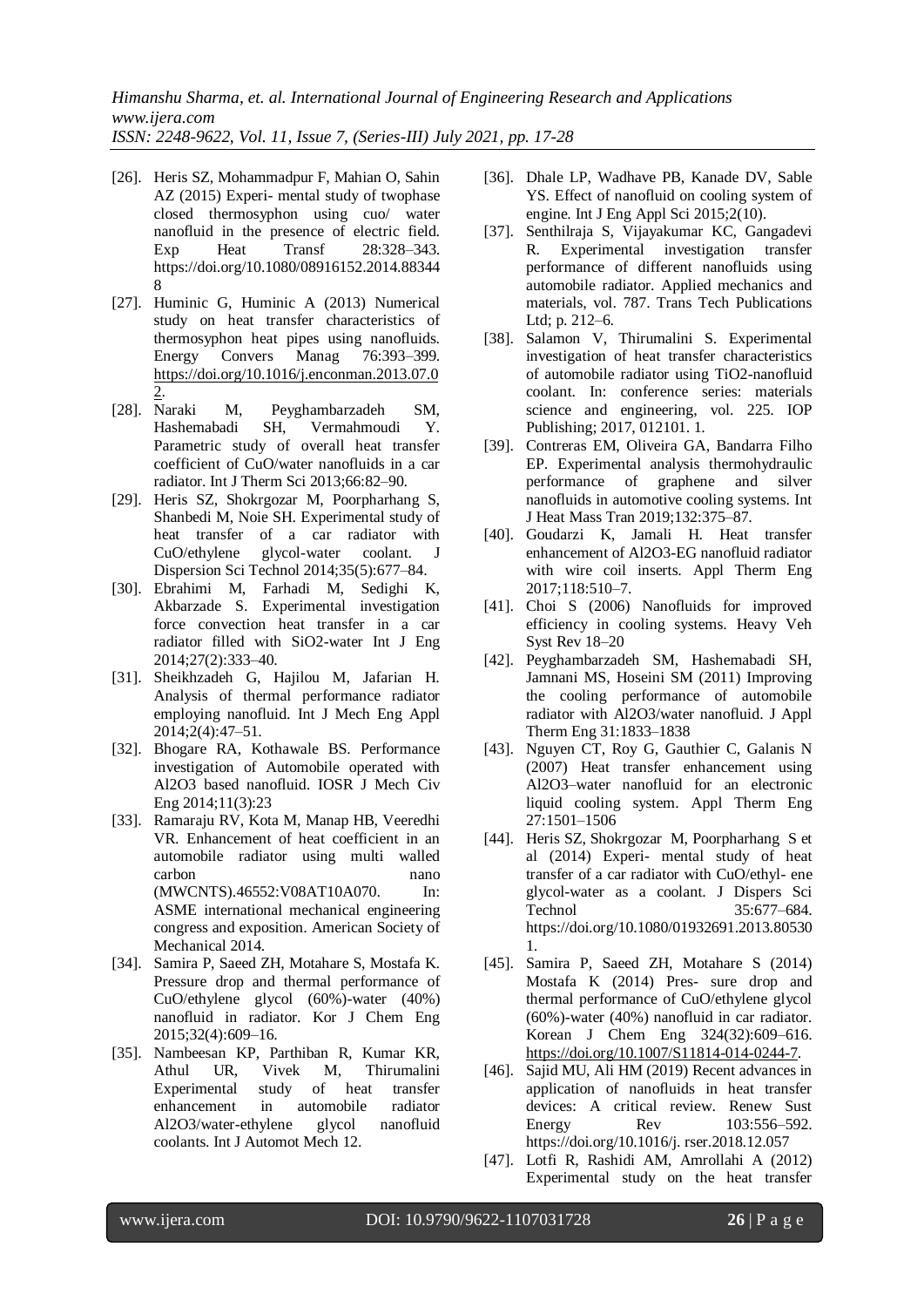[26]. Heris SZ, Mohammadpur F, Mahian O, Sahin AZ (2015) Experi- mental study of twophase closed thermosyphon using cuo/ water nanofluid in the presence of electric field. Exp Heat Transf 28:328–343. https://doi.org/10.1080/08916152.2014.883448

[27]. Huminic G, Huminic A (2013) Numerical study on heat transfer characteristics of thermosyphon heat pipes using nanofluids. Energy Convers Manag 76:393–399. https://doi.org/10.1016/j.enconman.2013.07.02.

[28]. Naraki M, Peyghambarzadeh SM, Hashemabadi SH, Vermahmoudi Y. Parametric study of overall heat transfer coefficient of CuO/water nanofluids in a car radiator. Int J Therm Sci 2013;66:82–90.

[29]. Heris SZ, Shokrgozar M, Poorpharhang S, Shanbedi M, Noie SH. Experimental study of heat transfer of a car radiator with CuO/ethylene glycol-water coolant. J Dispersion Sci Technol 2014;35(5):677–84.

[30]. Ebrahimi M, Farhadi M, Sedighi K, Akbarzade S. Experimental investigation force convection heat transfer in a car radiator filled with SiO2-water Int J Eng 2014;27(2):333–40.

[31]. Sheikhzadeh G, Hajilou M, Jafarian H. Analysis of thermal performance radiator employing nanofluid. Int J Mech Eng Appl 2014;2(4):47–51.

[32]. Bhogare RA, Kothawale BS. Performance investigation of Automobile operated with Al2O3 based nanofluid. IOSR J Mech Civ Eng 2014;11(3):23

[33]. Ramaraju RV, Kota M, Manap HB, Veeredhi VR. Enhancement of heat coefficient in an automobile radiator using multi walled carbon nano (MWCNTS).46552:V08AT10A070. In: ASME international mechanical engineering congress and exposition. American Society of Mechanical 2014.

[34]. Samira P, Saeed ZH, Motahare S, Mostafa K. Pressure drop and thermal performance of CuO/ethylene glycol (60%)-water (40%) nanofluid in radiator. Kor J Chem Eng 2015;32(4):609–16.

[35]. Nambeesan KP, Parthiban R, Kumar KR, Athul UR, Vivek M, Thirumalini Experimental study of heat transfer enhancement in automobile radiator Al2O3/water-ethylene glycol nanofluid coolants. Int J Automot Mech 12.

[36]. Dhale LP, Wadhave PB, Kanade DV, Sable YS. Effect of nanofluid on cooling system of engine. Int J Eng Appl Sci 2015;2(10).

[37]. Senthilraja S, Vijayakumar KC, Gangadevi R. Experimental investigation transfer performance of different nanofluids using automobile radiator. Applied mechanics and materials, vol. 787. Trans Tech Publications Ltd; p. 212–6.

[38]. Salamon V, Thirumalini S. Experimental investigation of heat transfer characteristics of automobile radiator using TiO2-nanofluid coolant. In: conference series: materials science and engineering, vol. 225. IOP Publishing; 2017, 012101. 1.

[39]. Contreras EM, Oliveira GA, Bandarra Filho EP. Experimental analysis thermohydraulic performance of graphene and silver nanofluids in automotive cooling systems. Int J Heat Mass Tran 2019;132:375–87.

[40]. Goudarzi K, Jamali H. Heat transfer enhancement of Al2O3-EG nanofluid radiator with wire coil inserts. Appl Therm Eng 2017;118:510–7.

[41]. Choi S (2006) Nanofluids for improved efficiency in cooling systems. Heavy Veh Syst Rev 18–20

[42]. Peyghambarzadeh SM, Hashemabadi SH, Jamnani MS, Hoseini SM (2011) Improving the cooling performance of automobile radiator with Al2O3/water nanofluid. J Appl Therm Eng 31:1833–1838

[43]. Nguyen CT, Roy G, Gauthier C, Galanis N (2007) Heat transfer enhancement using Al2O3–water nanofluid for an electronic liquid cooling system. Appl Therm Eng 27:1501–1506

[44]. Heris SZ, Shokrgozar M, Poorpharhang S et al (2014) Experi- mental study of heat transfer of a car radiator with CuO/ethyl- ene glycol-water as a coolant. J Dispers Sci Technol 35:677–684. https://doi.org/10.1080/01932691.2013.805301.

[45]. Samira P, Saeed ZH, Motahare S (2014) Mostafa K (2014) Pres- sure drop and thermal performance of CuO/ethylene glycol (60%)-water (40%) nanofluid in car radiator. Korean J Chem Eng 324(32):609–616. https://doi.org/10.1007/S11814-014-0244-7.

[46]. Sajid MU, Ali HM (2019) Recent advances in application of nanofluids in heat transfer devices: A critical review. Renew Sust Energy Rev 103:556–592. https://doi.org/10.1016/j. rser.2018.12.057

[47]. Lotfi R, Rashidi AM, Amrollahi A (2012) Experimental study on the heat transfer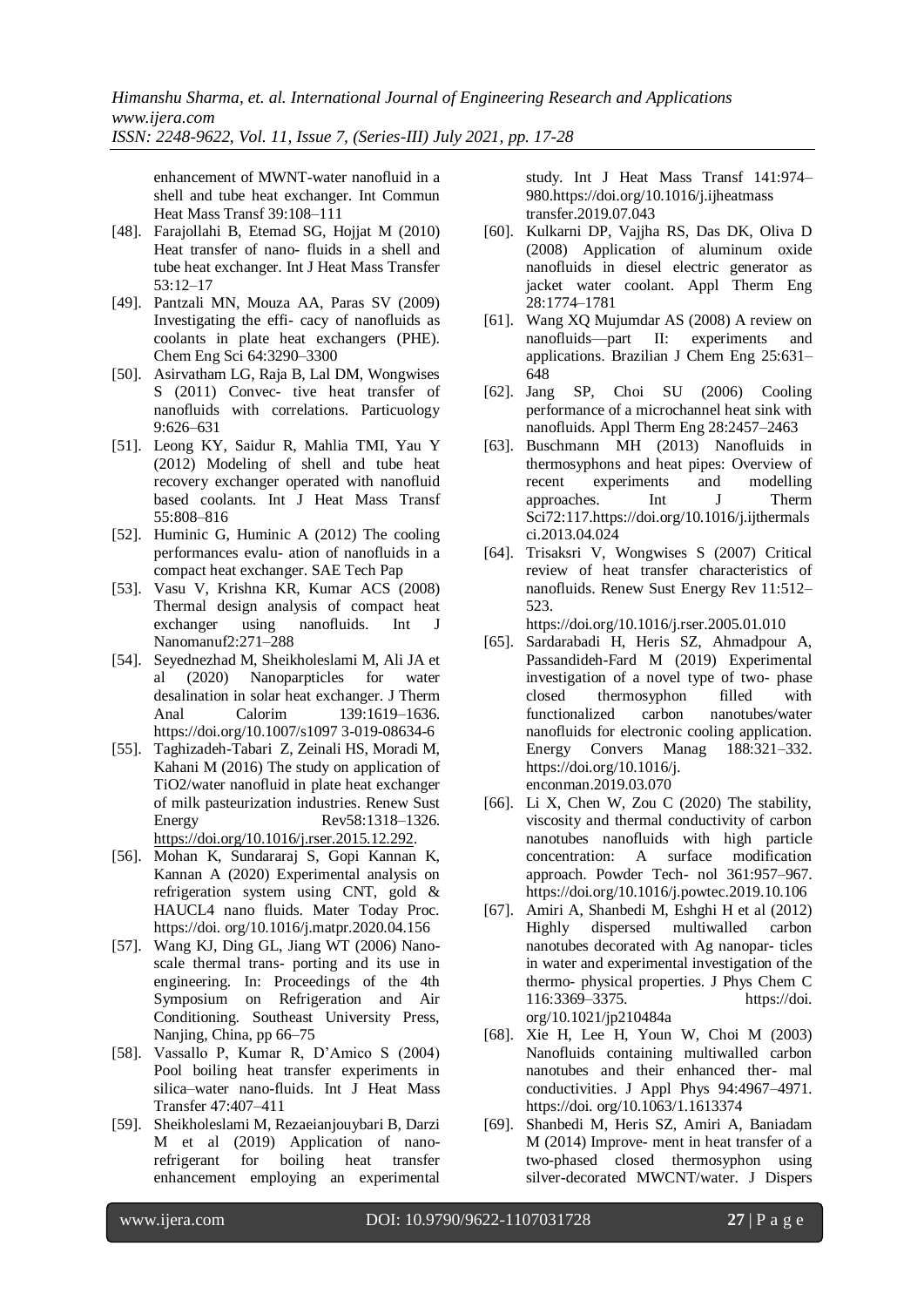enhancement of MWNT-water nanofluid in a shell and tube heat exchanger. Int Commun Heat Mass Transf 39:108–111

[48]. Farajollahi B, Etemad SG, Hojjat M (2010) Heat transfer of nano- fluids in a shell and tube heat exchanger. Int J Heat Mass Transfer 53:12–17

[49]. Pantzali MN, Mouza AA, Paras SV (2009) Investigating the effi- cacy of nanofluids as coolants in plate heat exchangers (PHE). Chem Eng Sci 64:3290–3300

[50]. Asirvatham LG, Raja B, Lal DM, Wongwises S (2011) Convec- tive heat transfer of nanofluids with correlations. Particuology 9:626–631

[51]. Leong KY, Saidur R, Mahlia TMI, Yau Y (2012) Modeling of shell and tube heat recovery exchanger operated with nanofluid based coolants. Int J Heat Mass Transf 55:808–816

[52]. Huminic G, Huminic A (2012) The cooling performances evalu- ation of nanofluids in a compact heat exchanger. SAE Tech Pap

[53]. Vasu V, Krishna KR, Kumar ACS (2008) Thermal design analysis of compact heat exchanger using nanofluids. Int J Nanomanuf2:271–288

[54]. Seyednezhad M, Sheikholeslami M, Ali JA et al (2020) Nanoparpticles for water desalination in solar heat exchanger. J Therm Anal Calorim 139:1619–1636. https://doi.org/10.1007/s1097 3-019-08634-6

[55]. Taghizadeh-Tabari Z, Zeinali HS, Moradi M, Kahani M (2016) The study on application of TiO2/water nanofluid in plate heat exchanger of milk pasteurization industries. Renew Sust Energy Rev58:1318–1326. https://doi.org/10.1016/j.rser.2015.12.292.

[56]. Mohan K, Sundararaj S, Gopi Kannan K, Kannan A (2020) Experimental analysis on refrigeration system using CNT, gold & HAUCL4 nano fluids. Mater Today Proc. https://doi. org/10.1016/j.matpr.2020.04.156

[57]. Wang KJ, Ding GL, Jiang WT (2006) Nano-scale thermal trans- porting and its use in engineering. In: Proceedings of the 4th Symposium on Refrigeration and Air Conditioning. Southeast University Press, Nanjing, China, pp 66–75

[58]. Vassallo P, Kumar R, D'Amico S (2004) Pool boiling heat transfer experiments in silica–water nano-fluids. Int J Heat Mass Transfer 47:407–411

[59]. Sheikholeslami M, Rezaeianjouybari B, Darzi M et al (2019) Application of nano-refrigerant for boiling heat transfer enhancement employing an experimental study. Int J Heat Mass Transf 141:974–980.https://doi.org/10.1016/j.ijheatmass transfer.2019.07.043

[60]. Kulkarni DP, Vajjha RS, Das DK, Oliva D (2008) Application of aluminum oxide nanofluids in diesel electric generator as jacket water coolant. Appl Therm Eng 28:1774–1781

[61]. Wang XQ Mujumdar AS (2008) A review on nanofluids—part II: experiments and applications. Brazilian J Chem Eng 25:631–648

[62]. Jang SP, Choi SU (2006) Cooling performance of a microchannel heat sink with nanofluids. Appl Therm Eng 28:2457–2463

[63]. Buschmann MH (2013) Nanofluids in thermosyphons and heat pipes: Overview of recent experiments and modelling approaches. Int J Therm Sci72:117.https://doi.org/10.1016/j.ijthermalsci.2013.04.024

[64]. Trisaksri V, Wongwises S (2007) Critical review of heat transfer characteristics of nanofluids. Renew Sust Energy Rev 11:512–523. https://doi.org/10.1016/j.rser.2005.01.010

[65]. Sardarabadi H, Heris SZ, Ahmadpour A, Passandideh-Fard M (2019) Experimental investigation of a novel type of two- phase closed thermosyphon filled with functionalized carbon nanotubes/water nanofluids for electronic cooling application. Energy Convers Manag 188:321–332. https://doi.org/10.1016/j. enconman.2019.03.070

[66]. Li X, Chen W, Zou C (2020) The stability, viscosity and thermal conductivity of carbon nanotubes nanofluids with high particle concentration: A surface modification approach. Powder Tech- nol 361:957–967. https://doi.org/10.1016/j.powtec.2019.10.106

[67]. Amiri A, Shanbedi M, Eshghi H et al (2012) Highly dispersed multiwalled carbon nanotubes decorated with Ag nanopar- ticles in water and experimental investigation of the thermo- physical properties. J Phys Chem C 116:3369–3375. https://doi. org/10.1021/jp210484a

[68]. Xie H, Lee H, Youn W, Choi M (2003) Nanofluids containing multiwalled carbon nanotubes and their enhanced ther- mal conductivities. J Appl Phys 94:4967–4971. https://doi. org/10.1063/1.1613374

[69]. Shanbedi M, Heris SZ, Amiri A, Baniadam M (2014) Improve- ment in heat transfer of a two-phased closed thermosyphon using silver-decorated MWCNT/water. J Dispers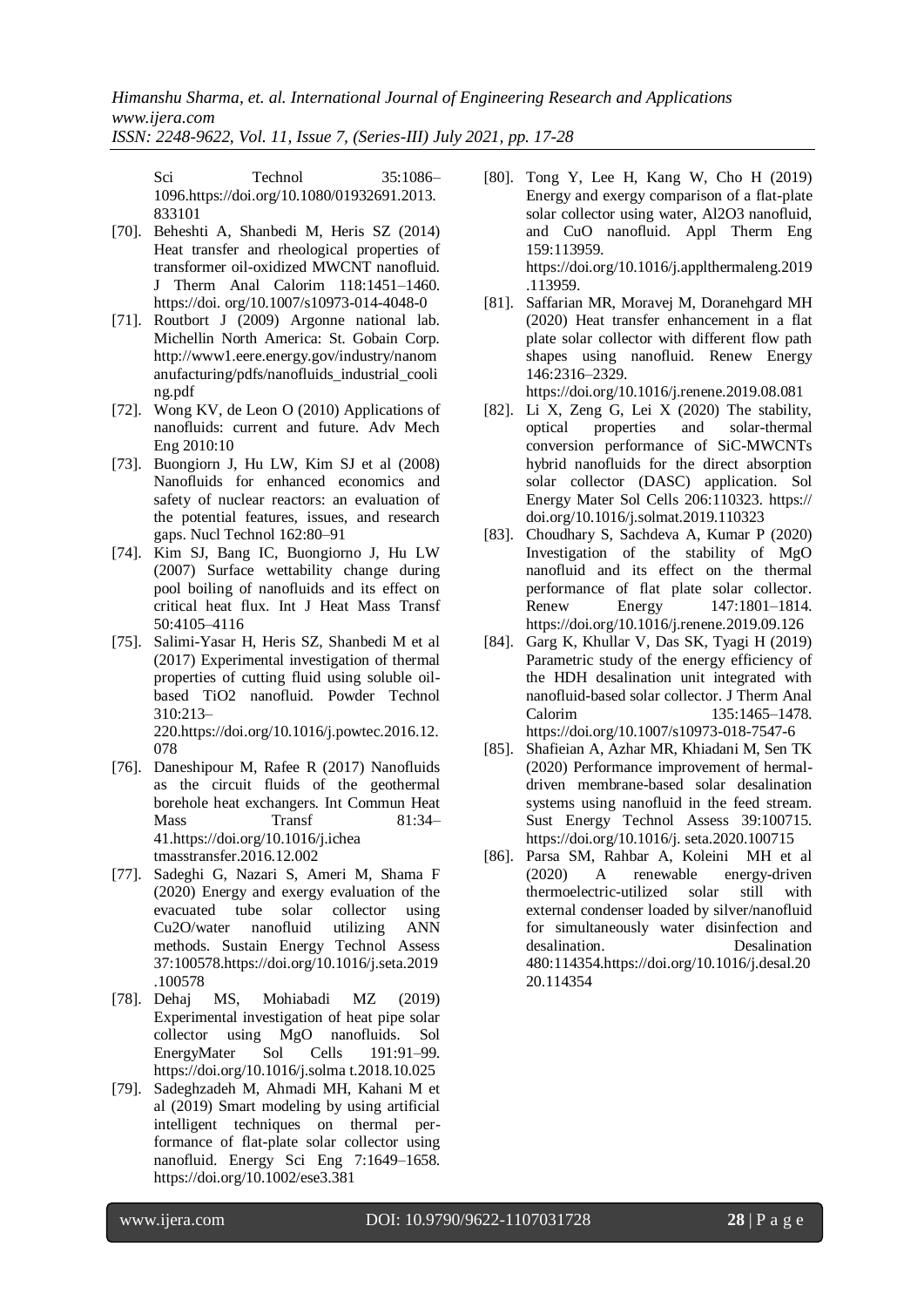Sci Technol 35:1086–1096.https://doi.org/10.1080/01932691.2013.833101

[70]. Beheshti A, Shanbedi M, Heris SZ (2014) Heat transfer and rheological properties of transformer oil-oxidized MWCNT nanofluid. J Therm Anal Calorim 118:1451–1460. https://doi. org/10.1007/s10973-014-4048-0

[71]. Routbort J (2009) Argonne national lab. Michellin North America: St. Gobain Corp. http://www1.eere.energy.gov/industry/nanomanufacturing/pdfs/nanofluids_industrial_cooling.pdf

[72]. Wong KV, de Leon O (2010) Applications of nanofluids: current and future. Adv Mech Eng 2010:10

[73]. Buongiorn J, Hu LW, Kim SJ et al (2008) Nanofluids for enhanced economics and safety of nuclear reactors: an evaluation of the potential features, issues, and research gaps. Nucl Technol 162:80–91

[74]. Kim SJ, Bang IC, Buongiorno J, Hu LW (2007) Surface wettability change during pool boiling of nanofluids and its effect on critical heat flux. Int J Heat Mass Transf 50:4105–4116

[75]. Salimi-Yasar H, Heris SZ, Shanbedi M et al (2017) Experimental investigation of thermal properties of cutting fluid using soluble oil-based TiO2 nanofluid. Powder Technol 310:213–220.https://doi.org/10.1016/j.powtec.2016.12.078

[76]. Daneshipour M, Rafee R (2017) Nanofluids as the circuit fluids of the geothermal borehole heat exchangers. Int Commun Heat Mass Transf 81:34–41.https://doi.org/10.1016/j.icheatmasstransfer.2016.12.002

[77]. Sadeghi G, Nazari S, Ameri M, Shama F (2020) Energy and exergy evaluation of the evacuated tube solar collector using Cu2O/water nanofluid utilizing ANN methods. Sustain Energy Technol Assess 37:100578.https://doi.org/10.1016/j.seta.2019.100578

[78]. Dehaj MS, Mohiabadi MZ (2019) Experimental investigation of heat pipe solar collector using MgO nanofluids. Sol EnergyMater Sol Cells 191:91–99. https://doi.org/10.1016/j.solma t.2018.10.025

[79]. Sadeghzadeh M, Ahmadi MH, Kahani M et al (2019) Smart modeling by using artificial intelligent techniques on thermal performance of flat-plate solar collector using nanofluid. Energy Sci Eng 7:1649–1658. https://doi.org/10.1002/ese3.381

[80]. Tong Y, Lee H, Kang W, Cho H (2019) Energy and exergy comparison of a flat-plate solar collector using water, Al2O3 nanofluid, and CuO nanofluid. Appl Therm Eng 159:113959. https://doi.org/10.1016/j.applthermaleng.2019.113959.

[81]. Saffarian MR, Moravej M, Doranehgard MH (2020) Heat transfer enhancement in a flat plate solar collector with different flow path shapes using nanofluid. Renew Energy 146:2316–2329. https://doi.org/10.1016/j.renene.2019.08.081

[82]. Li X, Zeng G, Lei X (2020) The stability, optical properties and solar-thermal conversion performance of SiC-MWCNTs hybrid nanofluids for the direct absorption solar collector (DASC) application. Sol Energy Mater Sol Cells 206:110323. https://doi.org/10.1016/j.solmat.2019.110323

[83]. Choudhary S, Sachdeva A, Kumar P (2020) Investigation of the stability of MgO nanofluid and its effect on the thermal performance of flat plate solar collector. Renew Energy 147:1801–1814. https://doi.org/10.1016/j.renene.2019.09.126

[84]. Garg K, Khullar V, Das SK, Tyagi H (2019) Parametric study of the energy efficiency of the HDH desalination unit integrated with nanofluid-based solar collector. J Therm Anal Calorim 135:1465–1478. https://doi.org/10.1007/s10973-018-7547-6

[85]. Shafieian A, Azhar MR, Khiadani M, Sen TK (2020) Performance improvement of hermal-driven membrane-based solar desalination systems using nanofluid in the feed stream. Sust Energy Technol Assess 39:100715. https://doi.org/10.1016/j. seta.2020.100715

[86]. Parsa SM, Rahbar A, Koleini MH et al (2020) A renewable energy-driven thermoelectric-utilized solar still with external condenser loaded by silver/nanofluid for simultaneously water disinfection and desalination. Desalination 480:114354.https://doi.org/10.1016/j.desal.2020.114354